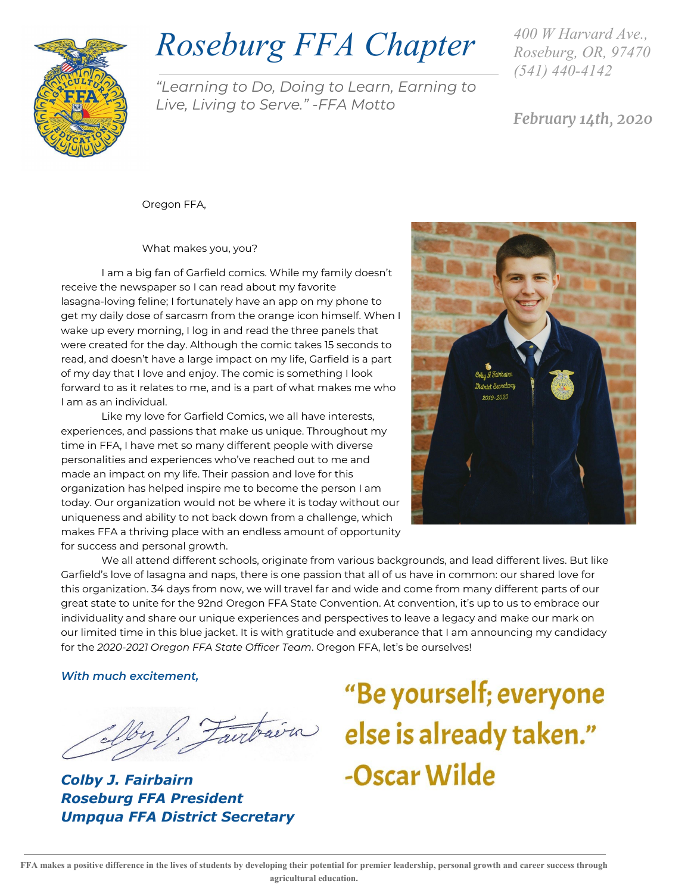# Roseburg FFA Chapter

*"Learning to Do, Doing to Learn, Earning to Live, Living to Serve." -FFA Motto*

*400 W Harvard Ave.,
Roseburg, OR, 97470
(541) 440-4142*

*February 14th, 2020*

Oregon FFA,

What makes you, you?

I am a big fan of Garfield comics. While my family doesn't receive the newspaper so I can read about my favorite lasagna-loving feline; I fortunately have an app on my phone to get my daily dose of sarcasm from the orange icon himself. When I wake up every morning, I log in and read the three panels that were created for the day. Although the comic takes 15 seconds to read, and doesn't have a large impact on my life, Garfield is a part of my day that I love and enjoy. The comic is something I look forward to as it relates to me, and is a part of what makes me who I am as an individual.

Like my love for Garfield Comics, we all have interests, experiences, and passions that make us unique. Throughout my time in FFA, I have met so many different people with diverse personalities and experiences who've reached out to me and made an impact on my life. Their passion and love for this organization has helped inspire me to become the person I am today. Our organization would not be where it is today without our uniqueness and ability to not back down from a challenge, which makes FFA a thriving place with an endless amount of opportunity for success and personal growth.

We all attend different schools, originate from various backgrounds, and lead different lives. But like Garfield's love of lasagna and naps, there is one passion that all of us have in common: our shared love for this organization. 34 days from now, we will travel far and wide and come from many different parts of our great state to unite for the 92nd Oregon FFA State Convention. At convention, it's up to us to embrace our individuality and share our unique experiences and perspectives to leave a legacy and make our mark on our limited time in this blue jacket. It is with gratitude and exuberance that I am announcing my candidacy for the *2020-2021 Oregon FFA State Officer Team*. Oregon FFA, let's be ourselves!

***With much excitement,***

***Colby J. Fairbairn***
***Roseburg FFA President***
***Umpqua FFA District Secretary***

**"Be yourself; everyone else is already taken." -Oscar Wilde**

**FFA makes a positive difference in the lives of students by developing their potential for premier leadership, personal growth and career success through agricultural education.**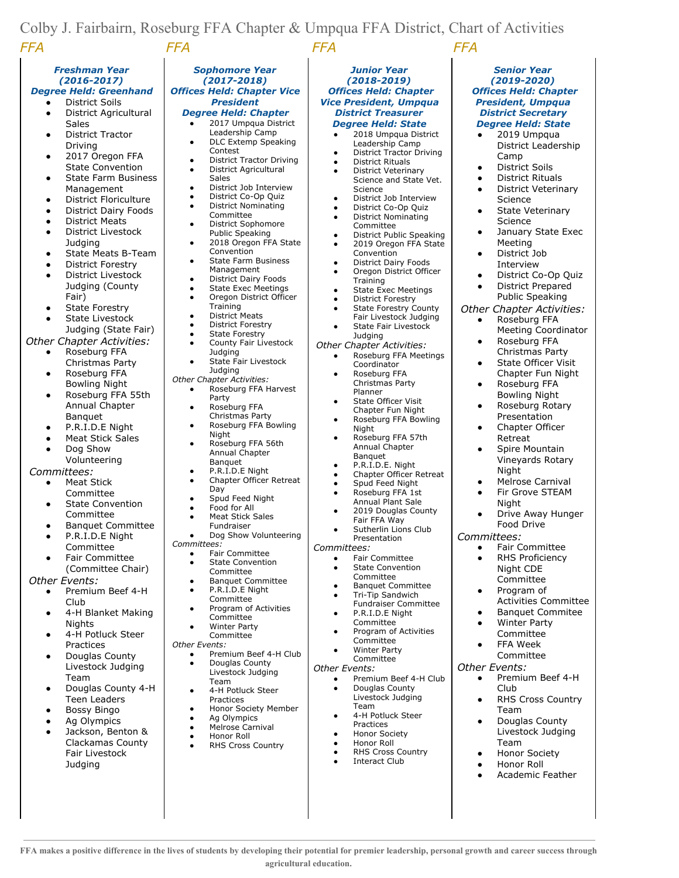# Colby J. Fairbairn, Roseburg FFA Chapter & Umpqua FFA District, Chart of Activities

FFA FFA FFA FFA

### Freshman Year (2016-2017)
**Degree Held: Greenhand**

- District Soils
- District Agricultural Sales
- District Tractor Driving
- 2017 Oregon FFA State Convention
- State Farm Business Management
- District Floriculture
- District Dairy Foods
- District Meats
- District Livestock Judging
- State Meats B-Team
- District Forestry
- District Livestock Judging (County Fair)
- State Forestry
- State Livestock Judging (State Fair)

*Other Chapter Activities:*

- Roseburg FFA Christmas Party
- Roseburg FFA Bowling Night
- Roseburg FFA 55th Annual Chapter Banquet
- P.R.I.D.E Night
- Meat Stick Sales
- Dog Show Volunteering

*Committees:*

- Meat Stick Committee
- State Convention Committee
- Banquet Committee
- P.R.I.D.E Night Committee
- Fair Committee (Committee Chair)

*Other Events:*

- Premium Beef 4-H Club
- 4-H Blanket Making Nights
- 4-H Potluck Steer Practices
- Douglas County Livestock Judging Team
- Douglas County 4-H Teen Leaders
- Bossy Bingo
- Ag Olympics
- Jackson, Benton & Clackamas County Fair Livestock Judging

### Sophomore Year (2017-2018)
**Offices Held: Chapter Vice President**
**Degree Held: Chapter**

- 2017 Umpqua District Leadership Camp
- DLC Extemp Speaking Contest
- District Tractor Driving
- District Agricultural Sales
- District Job Interview
- District Co-Op Quiz
- District Nominating Committee
- District Sophomore Public Speaking
- 2018 Oregon FFA State Convention
- State Farm Business Management
- District Dairy Foods
- State Exec Meetings
- Oregon District Officer Training
- District Meats
- District Forestry
- State Forestry
- County Fair Livestock Judging
- State Fair Livestock Judging

*Other Chapter Activities:*

- Roseburg FFA Harvest Party
- Roseburg FFA Christmas Party
- Roseburg FFA Bowling Night
- Roseburg FFA 56th Annual Chapter Banquet
- P.R.I.D.E Night
- Chapter Officer Retreat Day
- Spud Feed Night
- Food for All
- Meat Stick Sales Fundraiser
- Dog Show Volunteering

*Committees:*

- Fair Committee
- State Convention Committee
- Banquet Committee
- P.R.I.D.E Night Committee
- Program of Activities Committee
- Winter Party Committee

*Other Events:*

- Premium Beef 4-H Club
- Douglas County Livestock Judging Team
- 4-H Potluck Steer Practices
- Honor Society Member
- Ag Olympics
- Melrose Carnival
- Honor Roll
- RHS Cross Country

### Junior Year (2018-2019)
**Offices Held: Chapter Vice President, Umpqua District Treasurer**
**Degree Held: State**

- 2018 Umpqua District Leadership Camp
- District Tractor Driving
- District Rituals
- District Veterinary Science and State Vet. Science
- District Job Interview
- District Co-Op Quiz
- District Nominating Committee
- District Public Speaking
- 2019 Oregon FFA State Convention
- District Dairy Foods
- Oregon District Officer Training
- State Exec Meetings
- District Forestry
- State Forestry County Fair Livestock Judging
- State Fair Livestock Judging

*Other Chapter Activities:*

- Roseburg FFA Meetings Coordinator
- Roseburg FFA Christmas Party Planner
- State Officer Visit Chapter Fun Night
- Roseburg FFA Bowling Night
- Roseburg FFA 57th Annual Chapter Banquet
- P.R.I.D.E. Night
- Chapter Officer Retreat
- Spud Feed Night
- Roseburg FFA 1st Annual Plant Sale
- 2019 Douglas County Fair FFA Way
- Sutherlin Lions Club Presentation

*Committees:*

- Fair Committee
- State Convention Committee
- Banquet Committee
- Tri-Tip Sandwich Fundraiser Committee
- P.R.I.D.E Night Committee
- Program of Activities Committee
- Winter Party Committee

*Other Events:*

- Premium Beef 4-H Club
- Douglas County Livestock Judging Team
- 4-H Potluck Steer Practices
- Honor Society
- Honor Roll
- RHS Cross Country
- Interact Club

### Senior Year (2019-2020)
**Offices Held: Chapter President, Umpqua District Secretary**
**Degree Held: State**

- 2019 Umpqua District Leadership Camp
- District Soils
- District Rituals
- District Veterinary Science
- State Veterinary Science
- January State Exec Meeting
- District Job Interview
- District Co-Op Quiz
- District Prepared Public Speaking

*Other Chapter Activities:*

- Roseburg FFA Meeting Coordinator
- Roseburg FFA Christmas Party
- State Officer Visit Chapter Fun Night
- Roseburg FFA Bowling Night
- Roseburg Rotary Presentation
- Chapter Officer Retreat
- Spire Mountain Vineyards Rotary Night
- Melrose Carnival
- Fir Grove STEAM Night
- Drive Away Hunger Food Drive

*Committees:*

- Fair Committee
- RHS Proficiency Night CDE Committee
- Program of Activities Committee
- Banquet Commitee
- Winter Party Committee
- FFA Week Committee

*Other Events:*

- Premium Beef 4-H Club
- RHS Cross Country Team
- Douglas County Livestock Judging Team
- Honor Society
- Honor Roll
- Academic Feather

**FFA makes a positive difference in the lives of students by developing their potential for premier leadership, personal growth and career success through agricultural education.**